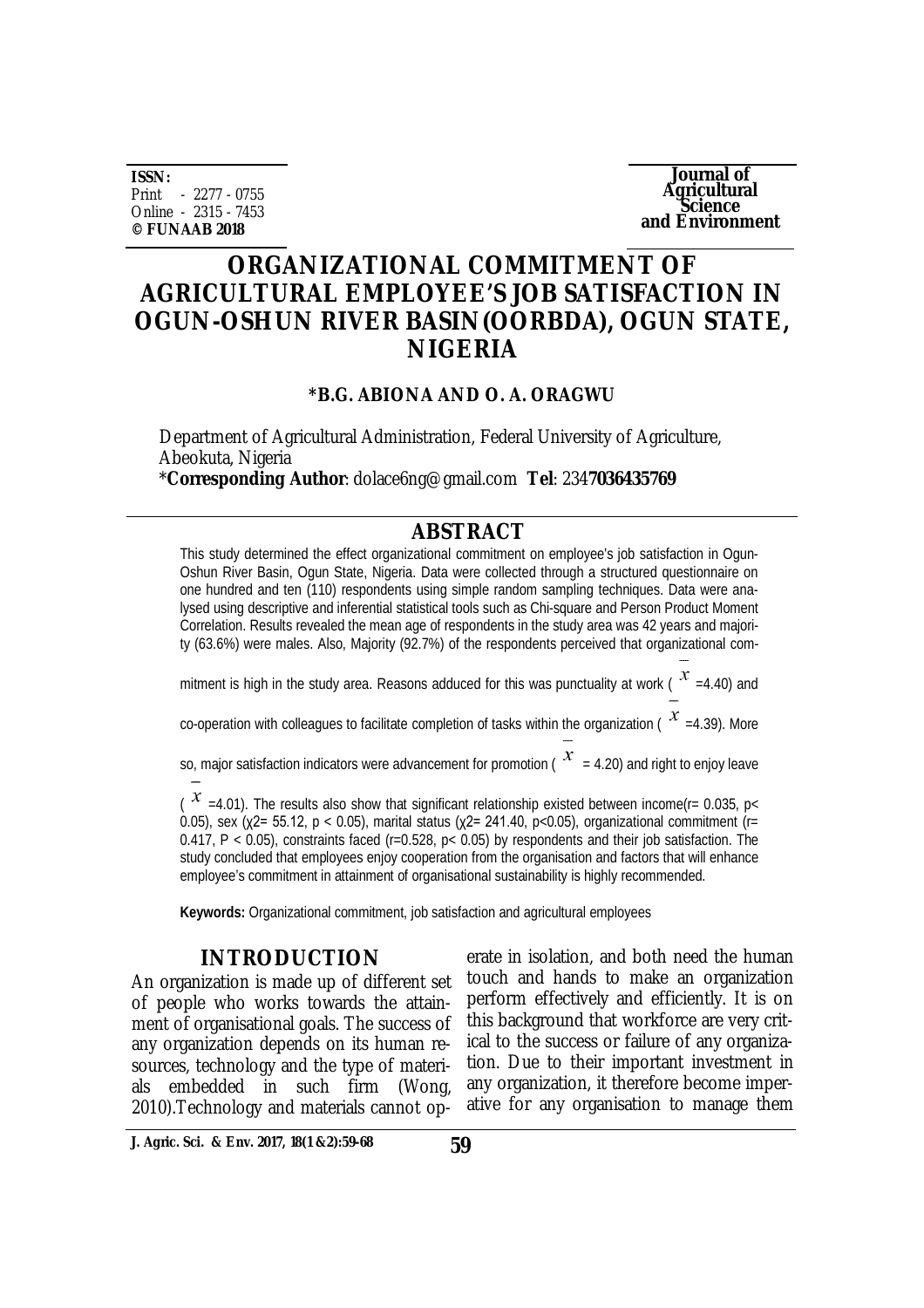ISSN:
Print - 2277 - 0755
Online - 2315 - 7453
**© FUNAAB 2018**

**Journal of Agricultural Science and Environment**

# ORGANIZATIONAL COMMITMENT OF AGRICULTURAL EMPLOYEE'S JOB SATISFACTION IN OGUN-OSHUN RIVER BASIN (OORBDA), OGUN STATE, NIGERIA

**\*B.G. ABIONA AND O. A. ORAGWU**

Department of Agricultural Administration, Federal University of Agriculture, Abeokuta, Nigeria
\***Corresponding Author**: dolace6ng@gmail.com **Tel**: 234**7036435769**

## ABSTRACT

This study determined the effect organizational commitment on employee's job satisfaction in Ogun-Oshun River Basin, Ogun State, Nigeria. Data were collected through a structured questionnaire on one hundred and ten (110) respondents using simple random sampling techniques. Data were analysed using descriptive and inferential statistical tools such as Chi-square and Person Product Moment Correlation. Results revealed the mean age of respondents in the study area was 42 years and majority (63.6%) were males. Also, Majority (92.7%) of the respondents perceived that organizational commitment is high in the study area. Reasons adduced for this was punctuality at work ($\bar{x}$ =4.40) and co-operation with colleagues to facilitate completion of tasks within the organization ($\bar{x}$ =4.39). More so, major satisfaction indicators were advancement for promotion ($\bar{x}$ = 4.20) and right to enjoy leave ($\bar{x}$ =4.01). The results also show that significant relationship existed between income($r$= 0.035, $p<0.05$), sex ($\chi^2$= 55.12, $p < 0.05$), marital status ($\chi^2$= 241.40, $p<0.05$), organizational commitment ($r$= 0.417, $P < 0.05$), constraints faced ($r$=0.528, $p< 0.05$) by respondents and their job satisfaction. The study concluded that employees enjoy cooperation from the organisation and factors that will enhance employee's commitment in attainment of organisational sustainability is highly recommended.

**Keywords:** Organizational commitment, job satisfaction and agricultural employees

## INTRODUCTION

An organization is made up of different set of people who works towards the attainment of organisational goals. The success of any organization depends on its human resources, technology and the type of materials embedded in such firm (Wong, 2010).Technology and materials cannot operate in isolation, and both need the human touch and hands to make an organization perform effectively and efficiently. It is on this background that workforce are very critical to the success or failure of any organization. Due to their important investment in any organization, it therefore become imperative for any organisation to manage them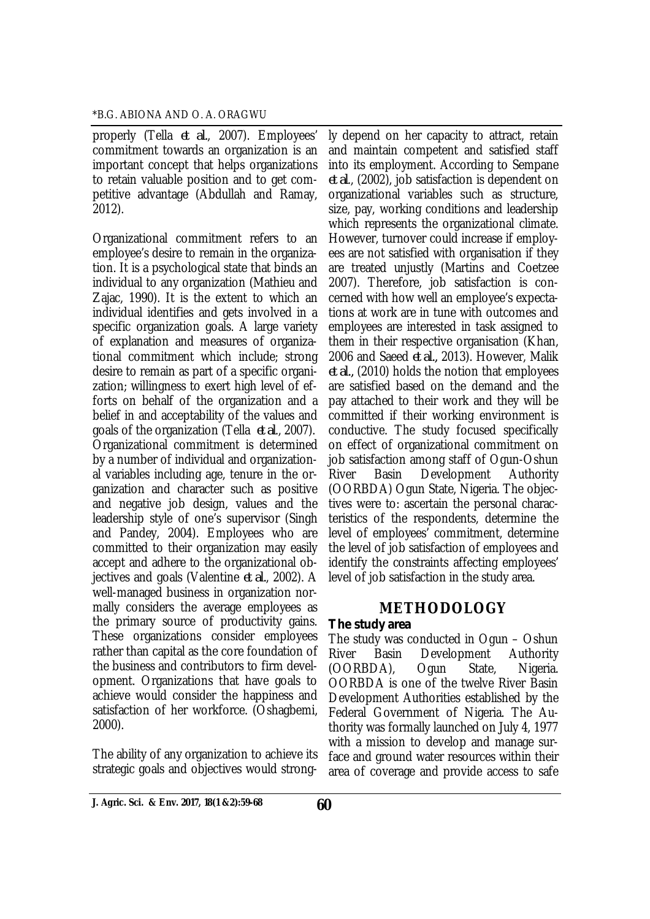properly (Tella *et al.*, 2007). Employees' commitment towards an organization is an important concept that helps organizations to retain valuable position and to get competitive advantage (Abdullah and Ramay, 2012).

Organizational commitment refers to an employee's desire to remain in the organization. It is a psychological state that binds an individual to any organization (Mathieu and Zajac, 1990). It is the extent to which an individual identifies and gets involved in a specific organization goals. A large variety of explanation and measures of organizational commitment which include; strong desire to remain as part of a specific organization; willingness to exert high level of efforts on behalf of the organization and a belief in and acceptability of the values and goals of the organization (Tella *et al.*, 2007). Organizational commitment is determined by a number of individual and organizational variables including age, tenure in the organization and character such as positive and negative job design, values and the leadership style of one's supervisor (Singh and Pandey, 2004). Employees who are committed to their organization may easily accept and adhere to the organizational objectives and goals (Valentine *et al.*, 2002). A well-managed business in organization normally considers the average employees as the primary source of productivity gains. These organizations consider employees rather than capital as the core foundation of the business and contributors to firm development. Organizations that have goals to achieve would consider the happiness and satisfaction of her workforce. (Oshagbemi, 2000).

The ability of any organization to achieve its strategic goals and objectives would strongly depend on her capacity to attract, retain and maintain competent and satisfied staff into its employment. According to Sempane *et al.*, (2002), job satisfaction is dependent on organizational variables such as structure, size, pay, working conditions and leadership which represents the organizational climate. However, turnover could increase if employees are not satisfied with organisation if they are treated unjustly (Martins and Coetzee 2007). Therefore, job satisfaction is concerned with how well an employee's expectations at work are in tune with outcomes and employees are interested in task assigned to them in their respective organisation (Khan, 2006 and Saeed *et al.*, 2013). However, Malik *et al.*, (2010) holds the notion that employees are satisfied based on the demand and the pay attached to their work and they will be committed if their working environment is conductive. The study focused specifically on effect of organizational commitment on job satisfaction among staff of Ogun-Oshun River Basin Development Authority (OORBDA) Ogun State, Nigeria. The objectives were to: ascertain the personal characteristics of the respondents, determine the level of employees' commitment, determine the level of job satisfaction of employees and identify the constraints affecting employees' level of job satisfaction in the study area.

## METHODOLOGY

### The study area

The study was conducted in Ogun – Oshun River Basin Development Authority (OORBDA), Ogun State, Nigeria. OORBDA is one of the twelve River Basin Development Authorities established by the Federal Government of Nigeria. The Authority was formally launched on July 4, 1977 with a mission to develop and manage surface and ground water resources within their area of coverage and provide access to safe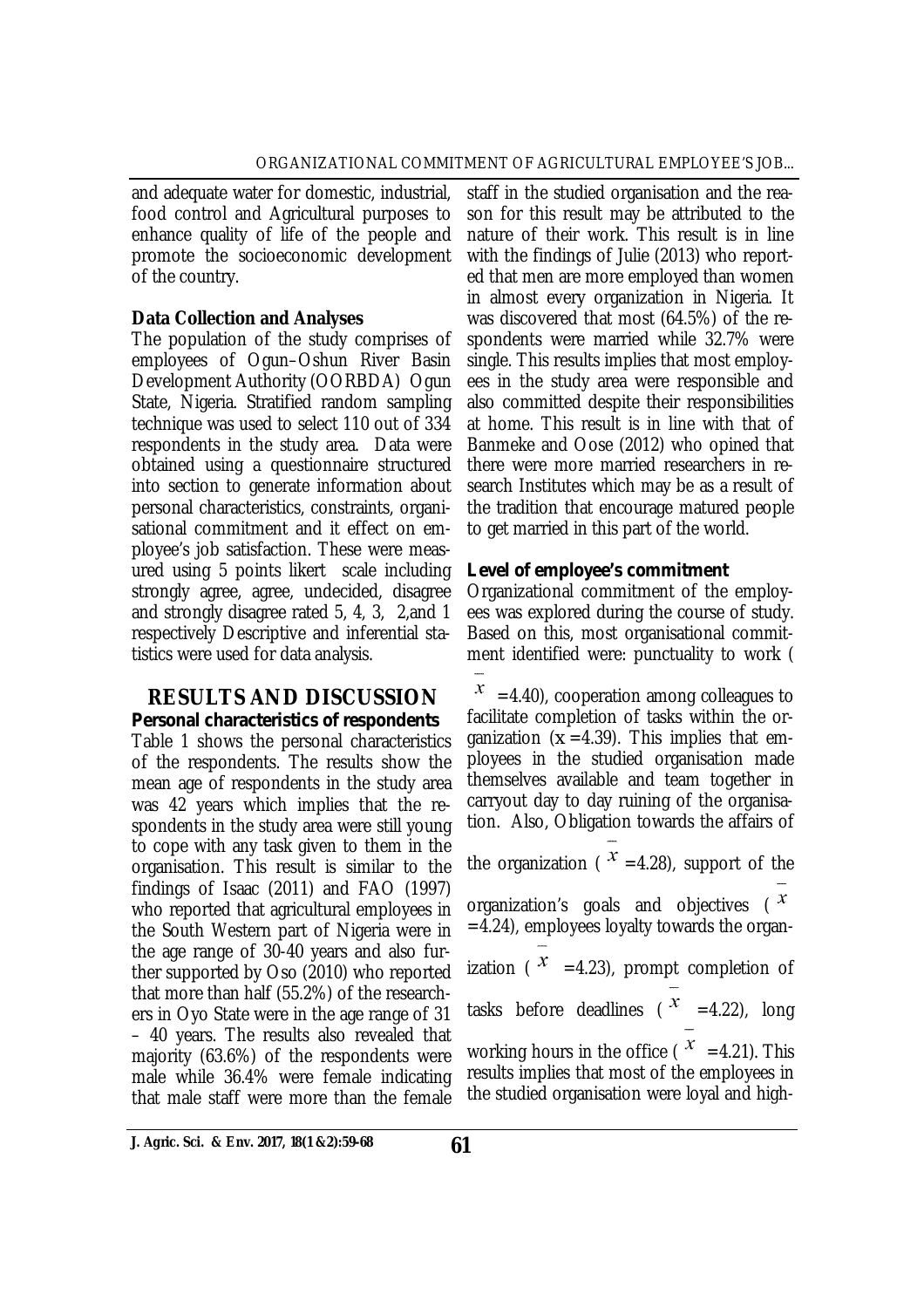and adequate water for domestic, industrial, food control and Agricultural purposes to enhance quality of life of the people and promote the socioeconomic development of the country.

**Data Collection and Analyses**

The population of the study comprises of employees of Ogun–Oshun River Basin Development Authority (OORBDA) Ogun State, Nigeria. Stratified random sampling technique was used to select 110 out of 334 respondents in the study area. Data were obtained using a questionnaire structured into section to generate information about personal characteristics, constraints, organisational commitment and it effect on employee's job satisfaction. These were measured using 5 points likert scale including strongly agree, agree, undecided, disagree and strongly disagree rated 5, 4, 3, 2,and 1 respectively Descriptive and inferential statistics were used for data analysis.

## RESULTS AND DISCUSSION

**Personal characteristics of respondents**

Table 1 shows the personal characteristics of the respondents. The results show the mean age of respondents in the study area was 42 years which implies that the respondents in the study area were still young to cope with any task given to them in the organisation. This result is similar to the findings of Isaac (2011) and FAO (1997) who reported that agricultural employees in the South Western part of Nigeria were in the age range of 30-40 years and also further supported by Oso (2010) who reported that more than half (55.2%) of the researchers in Oyo State were in the age range of 31 – 40 years. The results also revealed that majority (63.6%) of the respondents were male while 36.4% were female indicating that male staff were more than the female staff in the studied organisation and the reason for this result may be attributed to the nature of their work. This result is in line with the findings of Julie (2013) who reported that men are more employed than women in almost every organization in Nigeria. It was discovered that most (64.5%) of the respondents were married while 32.7% were single. This results implies that most employees in the study area were responsible and also committed despite their responsibilities at home. This result is in line with that of Banmeke and Oose (2012) who opined that there were more married researchers in research Institutes which may be as a result of the tradition that encourage matured people to get married in this part of the world.

**Level of employee's commitment**

Organizational commitment of the employees was explored during the course of study. Based on this, most organisational commitment identified were: punctuality to work ($\bar{x}$ =4.40), cooperation among colleagues to facilitate completion of tasks within the organization ($x$ =4.39). This implies that employees in the studied organisation made themselves available and team together in carryout day to day ruining of the organisation. Also, Obligation towards the affairs of the organization ($\bar{x}$ =4.28), support of the organization's goals and objectives ($\bar{x}$ =4.24), employees loyalty towards the organization ($\bar{x}$ =4.23), prompt completion of tasks before deadlines ($\bar{x}$ =4.22), long working hours in the office ($\bar{x}$ =4.21). This results implies that most of the employees in the studied organisation were loyal and high-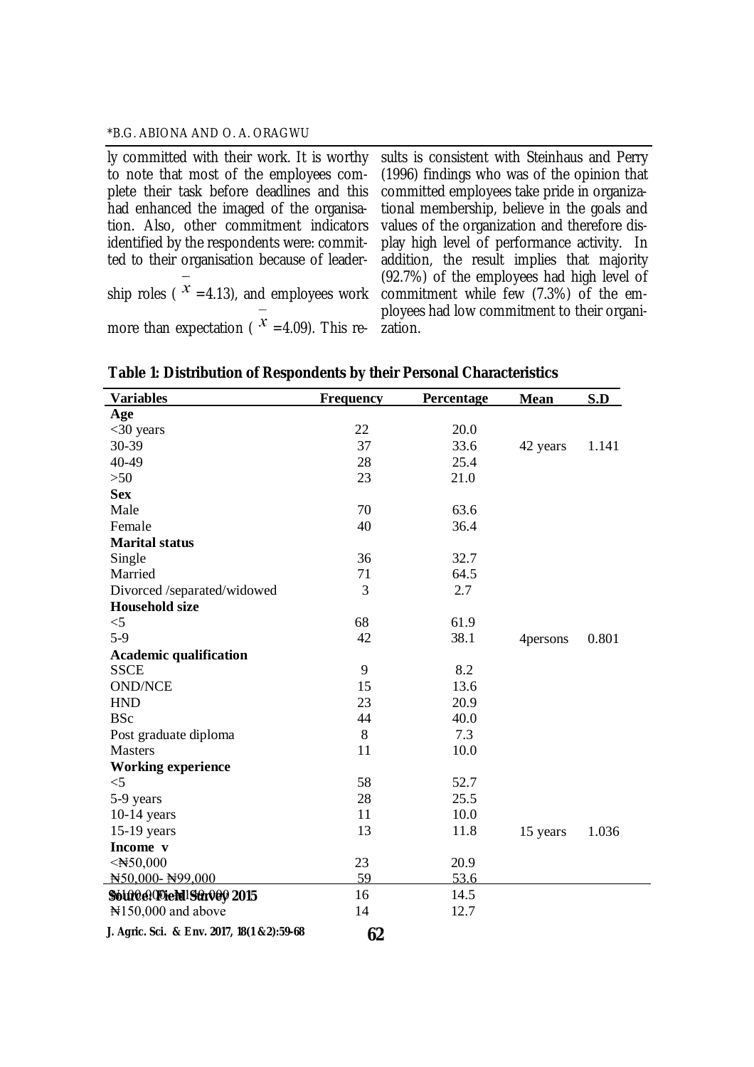ly committed with their work. It is worthy to note that most of the employees complete their task before deadlines and this had enhanced the imaged of the organisation. Also, other commitment indicators identified by the respondents were: committed to their organisation because of leadership roles ( $\bar{x}$ =4.13), and employees work more than expectation ( $\bar{x}$ =4.09). This results is consistent with Steinhaus and Perry (1996) findings who was of the opinion that committed employees take pride in organizational membership, believe in the goals and values of the organization and therefore display high level of performance activity. In addition, the result implies that majority (92.7%) of the employees had high level of commitment while few (7.3%) of the employees had low commitment to their organization.

**Table 1: Distribution of Respondents by their Personal Characteristics**

| Variables | Frequency | Percentage | Mean | S.D |
|---|---|---|---|---|
| **Age** | | | | |
| <30 years | 22 | 20.0 | | |
| 30-39 | 37 | 33.6 | 42 years | 1.141 |
| 40-49 | 28 | 25.4 | | |
| >50 | 23 | 21.0 | | |
| **Sex** | | | | |
| Male | 70 | 63.6 | | |
| Female | 40 | 36.4 | | |
| **Marital status** | | | | |
| Single | 36 | 32.7 | | |
| Married | 71 | 64.5 | | |
| Divorced /separated/widowed | 3 | 2.7 | | |
| **Household size** | | | | |
| <5 | 68 | 61.9 | | |
| 5-9 | 42 | 38.1 | 4persons | 0.801 |
| **Academic qualification** | | | | |
| SSCE | 9 | 8.2 | | |
| OND/NCE | 15 | 13.6 | | |
| HND | 23 | 20.9 | | |
| BSc | 44 | 40.0 | | |
| Post graduate diploma | 8 | 7.3 | | |
| Masters | 11 | 10.0 | | |
| **Working experience** | | | | |
| <5 | 58 | 52.7 | | |
| 5-9 years | 28 | 25.5 | | |
| 10-14 years | 11 | 10.0 | | |
| 15-19 years | 13 | 11.8 | 15 years | 1.036 |
| **Income v** | | | | |
| <₦50,000 | 23 | 20.9 | | |
| ₦50,000- ₦99,000 | 59 | 53.6 | | |
| ₦100,000-₦149,000 | 16 | 14.5 | | |
| ₦150,000 and above | 14 | 12.7 | | |

**Source: Field Survey 2015**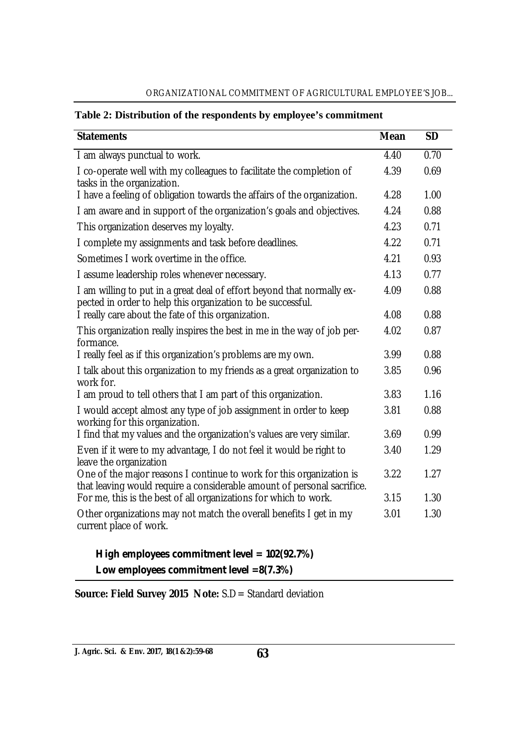**Table 2: Distribution of the respondents by employee's commitment**

| Statements | Mean | SD |
|---|---|---|
| I am always punctual to work. | 4.40 | 0.70 |
| I co-operate well with my colleagues to facilitate the completion of tasks in the organization. | 4.39 | 0.69 |
| I have a feeling of obligation towards the affairs of the organization. | 4.28 | 1.00 |
| I am aware and in support of the organization's goals and objectives. | 4.24 | 0.88 |
| This organization deserves my loyalty. | 4.23 | 0.71 |
| I complete my assignments and task before deadlines. | 4.22 | 0.71 |
| Sometimes I work overtime in the office. | 4.21 | 0.93 |
| I assume leadership roles whenever necessary. | 4.13 | 0.77 |
| I am willing to put in a great deal of effort beyond that normally expected in order to help this organization to be successful. | 4.09 | 0.88 |
| I really care about the fate of this organization. | 4.08 | 0.88 |
| This organization really inspires the best in me in the way of job performance. | 4.02 | 0.87 |
| I really feel as if this organization's problems are my own. | 3.99 | 0.88 |
| I talk about this organization to my friends as a great organization to work for. | 3.85 | 0.96 |
| I am proud to tell others that I am part of this organization. | 3.83 | 1.16 |
| I would accept almost any type of job assignment in order to keep working for this organization. | 3.81 | 0.88 |
| I find that my values and the organization's values are very similar. | 3.69 | 0.99 |
| Even if it were to my advantage, I do not feel it would be right to leave the organization | 3.40 | 1.29 |
| One of the major reasons I continue to work for this organization is that leaving would require a considerable amount of personal sacrifice. | 3.22 | 1.27 |
| For me, this is the best of all organizations for which to work. | 3.15 | 1.30 |
| Other organizations may not match the overall benefits I get in my current place of work. | 3.01 | 1.30 |

**High employees commitment level = 102(92.7%)**

**Low employees commitment level =8(7.3%)**

**Source: Field Survey 2015 Note:** S.D = Standard deviation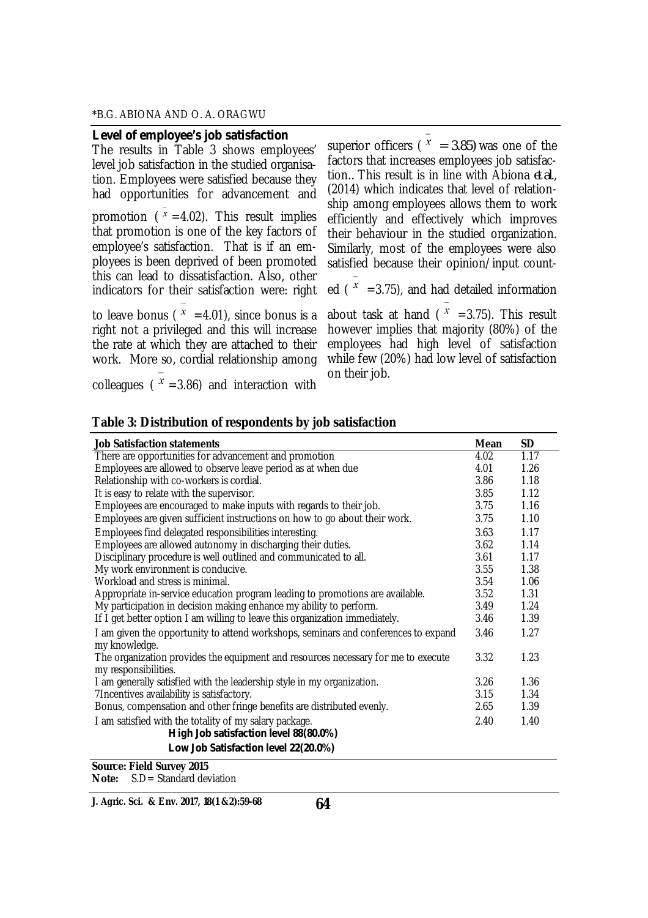### Level of employee's job satisfaction

The results in Table 3 shows employees' level job satisfaction in the studied organisation. Employees were satisfied because they had opportunities for advancement and promotion ( $\bar{x}$ =4.02). This result implies that promotion is one of the key factors of employee's satisfaction. That is if an employees is been deprived of been promoted this can lead to dissatisfaction. Also, other indicators for their satisfaction were: right to leave bonus ( $\bar{x}$ =4.01), since bonus is a right not a privileged and this will increase the rate at which they are attached to their work. More so, cordial relationship among colleagues ( $\bar{x}$ =3.86) and interaction with superior officers ( $\bar{x}$ = 3.85) was one of the factors that increases employees job satisfaction.. This result is in line with Abiona *et al.,* (2014) which indicates that level of relationship among employees allows them to work efficiently and effectively which improves their behaviour in the studied organization. Similarly, most of the employees were also satisfied because their opinion/input counted ( $\bar{x}$ =3.75), and had detailed information about task at hand ( $\bar{x}$ =3.75). This result however implies that majority (80%) of the employees had high level of satisfaction while few (20%) had low level of satisfaction on their job.

**Table 3: Distribution of respondents by job satisfaction**

| Job Satisfaction statements | Mean | SD |
|---|---|---|
| There are opportunities for advancement and promotion | 4.02 | 1.17 |
| Employees are allowed to observe leave period as at when due | 4.01 | 1.26 |
| Relationship with co-workers is cordial. | 3.86 | 1.18 |
| It is easy to relate with the supervisor. | 3.85 | 1.12 |
| Employees are encouraged to make inputs with regards to their job. | 3.75 | 1.16 |
| Employees are given sufficient instructions on how to go about their work. | 3.75 | 1.10 |
| Employees find delegated responsibilities interesting. | 3.63 | 1.17 |
| Employees are allowed autonomy in discharging their duties. | 3.62 | 1.14 |
| Disciplinary procedure is well outlined and communicated to all. | 3.61 | 1.17 |
| My work environment is conducive. | 3.55 | 1.38 |
| Workload and stress is minimal. | 3.54 | 1.06 |
| Appropriate in-service education program leading to promotions are available. | 3.52 | 1.31 |
| My participation in decision making enhance my ability to perform. | 3.49 | 1.24 |
| If I get better option I am willing to leave this organization immediately. | 3.46 | 1.39 |
| I am given the opportunity to attend workshops, seminars and conferences to expand my knowledge. | 3.46 | 1.27 |
| The organization provides the equipment and resources necessary for me to execute my responsibilities. | 3.32 | 1.23 |
| I am generally satisfied with the leadership style in my organization. | 3.26 | 1.36 |
| 7Incentives availability is satisfactory. | 3.15 | 1.34 |
| Bonus, compensation and other fringe benefits are distributed evenly. | 2.65 | 1.39 |
| I am satisfied with the totality of my salary package. | 2.40 | 1.40 |
| **High Job satisfaction level 88(80.0%)** | | |
| **Low Job Satisfaction level 22(20.0%)** | | |

**Source: Field Survey 2015**
**Note:** S.D= Standard deviation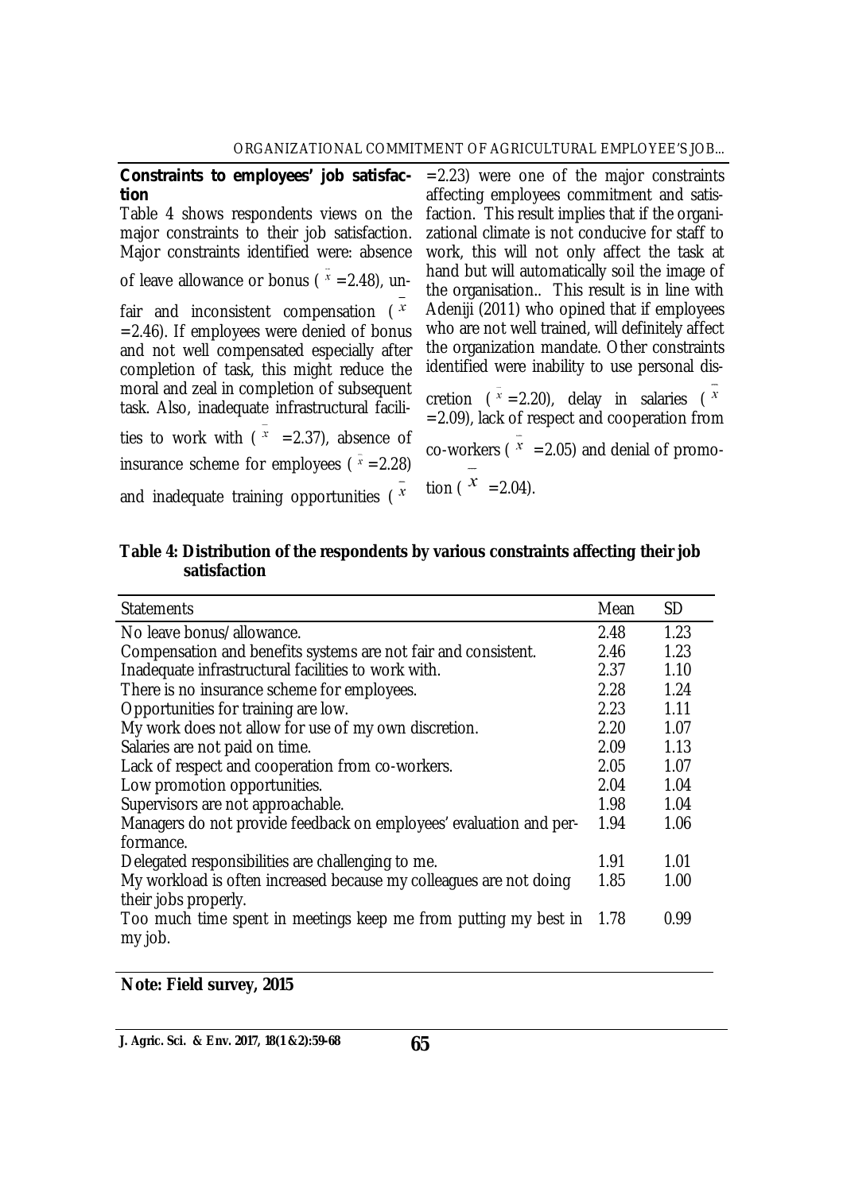## Constraints to employees' job satisfaction

Table 4 shows respondents views on the major constraints to their job satisfaction. Major constraints identified were: absence of leave allowance or bonus ( $\bar{x}$ =2.48), unfair and inconsistent compensation ( $\bar{x}$ =2.46). If employees were denied of bonus and not well compensated especially after completion of task, this might reduce the moral and zeal in completion of subsequent task. Also, inadequate infrastructural facilities to work with ( $\bar{x}$ =2.37), absence of insurance scheme for employees ( $\bar{x}$ =2.28) and inadequate training opportunities ( $\bar{x}$ =2.23) were one of the major constraints affecting employees commitment and satisfaction. This result implies that if the organizational climate is not conducive for staff to work, this will not only affect the task at hand but will automatically soil the image of the organisation.. This result is in line with Adeniji (2011) who opined that if employees who are not well trained, will definitely affect the organization mandate. Other constraints identified were inability to use personal discretion ( $\bar{x}$ =2.20), delay in salaries ( $\bar{x}$ =2.09), lack of respect and cooperation from co-workers ( $\bar{x}$ =2.05) and denial of promotion ( $\bar{x}$ =2.04).

**Table 4: Distribution of the respondents by various constraints affecting their job satisfaction**

| Statements | Mean | SD |
|---|---|---|
| No leave bonus/allowance. | 2.48 | 1.23 |
| Compensation and benefits systems are not fair and consistent. | 2.46 | 1.23 |
| Inadequate infrastructural facilities to work with. | 2.37 | 1.10 |
| There is no insurance scheme for employees. | 2.28 | 1.24 |
| Opportunities for training are low. | 2.23 | 1.11 |
| My work does not allow for use of my own discretion. | 2.20 | 1.07 |
| Salaries are not paid on time. | 2.09 | 1.13 |
| Lack of respect and cooperation from co-workers. | 2.05 | 1.07 |
| Low promotion opportunities. | 2.04 | 1.04 |
| Supervisors are not approachable. | 1.98 | 1.04 |
| Managers do not provide feedback on employees' evaluation and performance. | 1.94 | 1.06 |
| Delegated responsibilities are challenging to me. | 1.91 | 1.01 |
| My workload is often increased because my colleagues are not doing their jobs properly. | 1.85 | 1.00 |
| Too much time spent in meetings keep me from putting my best in my job. | 1.78 | 0.99 |

**Note: Field survey, 2015**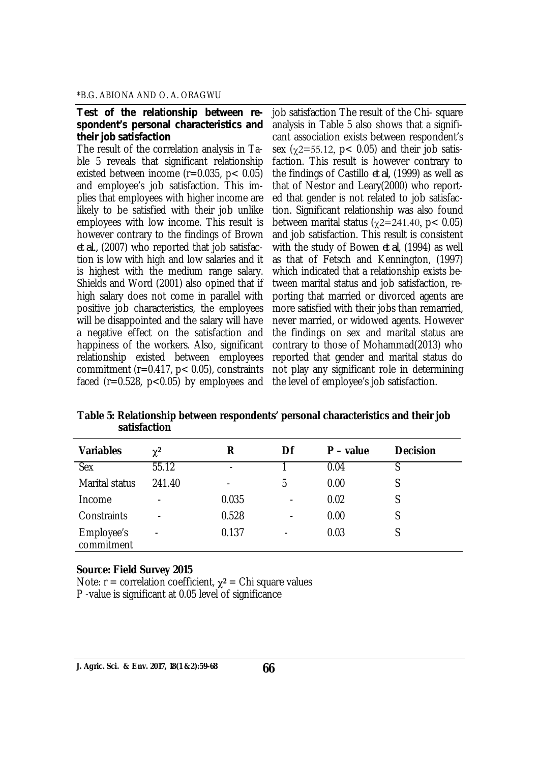**Test of the relationship between respondent's personal characteristics and their job satisfaction**

The result of the correlation analysis in Table 5 reveals that significant relationship existed between income ($r=0.035$, $p< 0.05$) and employee's job satisfaction. This implies that employees with higher income are likely to be satisfied with their job unlike employees with low income. This result is however contrary to the findings of Brown *et al.*, (2007) who reported that job satisfaction is low with high and low salaries and it is highest with the medium range salary. Shields and Word (2001) also opined that if high salary does not come in parallel with positive job characteristics, the employees will be disappointed and the salary will have a negative effect on the satisfaction and happiness of the workers. Also, significant relationship existed between employees commitment ($r=0.417$, $p< 0.05$), constraints faced ($r=0.528$, $p<0.05$) by employees and job satisfaction The result of the Chi- square analysis in Table 5 also shows that a significant association exists between respondent's sex ($\chi 2=55.12$, $p< 0.05$) and their job satisfaction. This result is however contrary to the findings of Castillo *et al*, (1999) as well as that of Nestor and Leary(2000) who reported that gender is not related to job satisfaction. Significant relationship was also found between marital status ($\chi 2=241.40$, $p< 0.05$) and job satisfaction. This result is consistent with the study of Bowen *et al*, (1994) as well as that of Fetsch and Kennington, (1997) which indicated that a relationship exists between marital status and job satisfaction, reporting that married or divorced agents are more satisfied with their jobs than remarried, never married, or widowed agents. However the findings on sex and marital status are contrary to those of Mohammad(2013) who reported that gender and marital status do not play any significant role in determining the level of employee's job satisfaction.

**Table 5: Relationship between respondents' personal characteristics and their job satisfaction**

| Variables | $\chi^2$ | R | Df | P – value | Decision |
|---|---|---|---|---|---|
| Sex | 55.12 | - | 1 | 0.04 | S |
| Marital status | 241.40 | - | 5 | 0.00 | S |
| Income | - | 0.035 | - | 0.02 | S |
| Constraints | - | 0.528 | - | 0.00 | S |
| Employee's commitment | - | 0.137 | - | 0.03 | S |

**Source: Field Survey 2015**

Note: r = correlation coefficient, $\chi^2$ = Chi square values

P -value is significant at 0.05 level of significance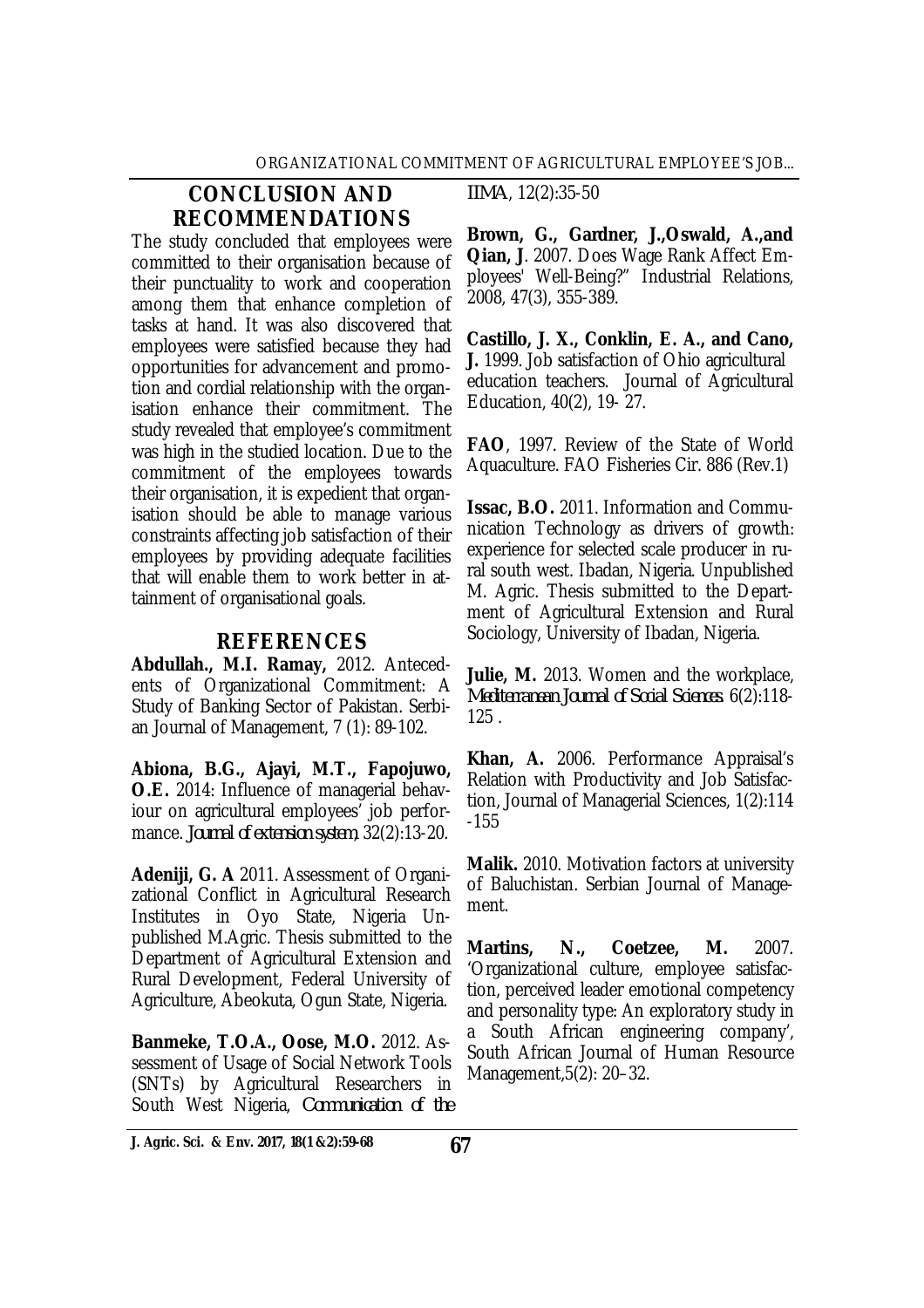## CONCLUSION AND RECOMMENDATIONS

The study concluded that employees were committed to their organisation because of their punctuality to work and cooperation among them that enhance completion of tasks at hand. It was also discovered that employees were satisfied because they had opportunities for advancement and promotion and cordial relationship with the organisation enhance their commitment. The study revealed that employee's commitment was high in the studied location. Due to the commitment of the employees towards their organisation, it is expedient that organisation should be able to manage various constraints affecting job satisfaction of their employees by providing adequate facilities that will enable them to work better in attainment of organisational goals.

## REFERENCES

**Abdullah., M.I. Ramay,** 2012. Antecedents of Organizational Commitment: A Study of Banking Sector of Pakistan. Serbian Journal of Management, 7 (1): 89-102.

**Abiona, B.G., Ajayi, M.T., Fapojuwo, O.E.** 2014: Influence of managerial behaviour on agricultural employees' job performance. *Journal of extension system*, 32(2):13-20.

**Adeniji, G. A** 2011. Assessment of Organizational Conflict in Agricultural Research Institutes in Oyo State, Nigeria Unpublished M.Agric. Thesis submitted to the Department of Agricultural Extension and Rural Development, Federal University of Agriculture, Abeokuta, Ogun State, Nigeria.

**Banmeke, T.O.A., Oose, M.O.** 2012. Assessment of Usage of Social Network Tools (SNTs) by Agricultural Researchers in South West Nigeria, *Communication of the IIMA*, 12(2):35-50

**Brown, G., Gardner, J.,Oswald, A.,and Qian, J**. 2007. Does Wage Rank Affect Employees' Well-Being?" Industrial Relations, 2008, 47(3), 355-389.

**Castillo, J. X., Conklin, E. A., and Cano, J.** 1999. Job satisfaction of Ohio agricultural education teachers. Journal of Agricultural Education, 40(2), 19- 27.

**FAO**, 1997. Review of the State of World Aquaculture. FAO Fisheries Cir. 886 (Rev.1)

**Issac, B.O.** 2011. Information and Communication Technology as drivers of growth: experience for selected scale producer in rural south west. Ibadan, Nigeria. Unpublished M. Agric. Thesis submitted to the Department of Agricultural Extension and Rural Sociology, University of Ibadan, Nigeria.

**Julie, M.** 2013. Women and the workplace, *Mediterranean Journal of Social Sciences.* 6(2):118-125 .

**Khan, A.** 2006. Performance Appraisal's Relation with Productivity and Job Satisfaction, Journal of Managerial Sciences, 1(2):114 -155

**Malik.** 2010. Motivation factors at university of Baluchistan. Serbian Journal of Management.

**Martins, N., Coetzee, M.** 2007. 'Organizational culture, employee satisfaction, perceived leader emotional competency and personality type: An exploratory study in a South African engineering company', South African Journal of Human Resource Management,5(2): 20–32.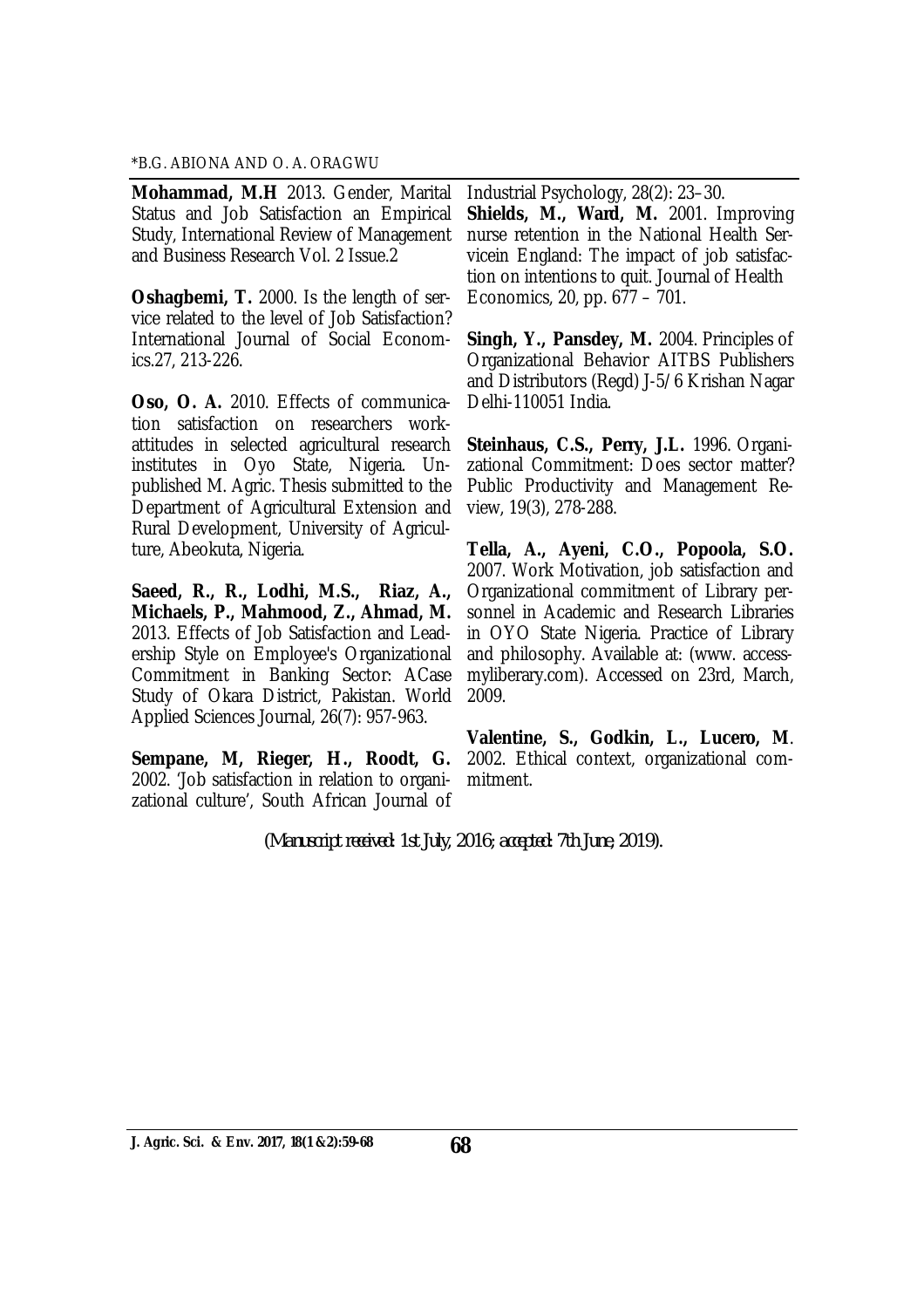**Mohammad, M.H** 2013. Gender, Marital Status and Job Satisfaction an Empirical Study, International Review of Management and Business Research Vol. 2 Issue.2

**Oshagbemi, T.** 2000. Is the length of service related to the level of Job Satisfaction? International Journal of Social Economics.27, 213-226.

**Oso, O. A.** 2010. Effects of communication satisfaction on researchers work-attitudes in selected agricultural research institutes in Oyo State, Nigeria. Unpublished M. Agric. Thesis submitted to the Department of Agricultural Extension and Rural Development, University of Agriculture, Abeokuta, Nigeria.

**Saeed, R., R., Lodhi, M.S., Riaz, A., Michaels, P., Mahmood, Z., Ahmad, M.** 2013. Effects of Job Satisfaction and Leadership Style on Employee's Organizational Commitment in Banking Sector: ACase Study of Okara District, Pakistan. World Applied Sciences Journal, 26(7): 957-963.

**Sempane, M, Rieger, H., Roodt, G.** 2002. 'Job satisfaction in relation to organizational culture', South African Journal of Industrial Psychology, 28(2): 23–30.

**Shields, M., Ward, M.** 2001. Improving nurse retention in the National Health Servicein England: The impact of job satisfaction on intentions to quit. Journal of Health Economics, 20, pp. 677 – 701.

**Singh, Y., Pansdey, M.** 2004. Principles of Organizational Behavior AITBS Publishers and Distributors (Regd) J-5/6 Krishan Nagar Delhi-110051 India.

**Steinhaus, C.S., Perry, J.L.** 1996. Organizational Commitment: Does sector matter? Public Productivity and Management Review, 19(3), 278-288.

**Tella, A., Ayeni, C.O., Popoola, S.O.** 2007. Work Motivation, job satisfaction and Organizational commitment of Library personnel in Academic and Research Libraries in OYO State Nigeria. Practice of Library and philosophy. Available at: (www. accessmyliberary.com). Accessed on 23rd, March, 2009.

**Valentine, S., Godkin, L., Lucero, M**. 2002. Ethical context, organizational commitment.

*(Manuscript received: 1st July, 2016; accepted: 7th June, 2019).*